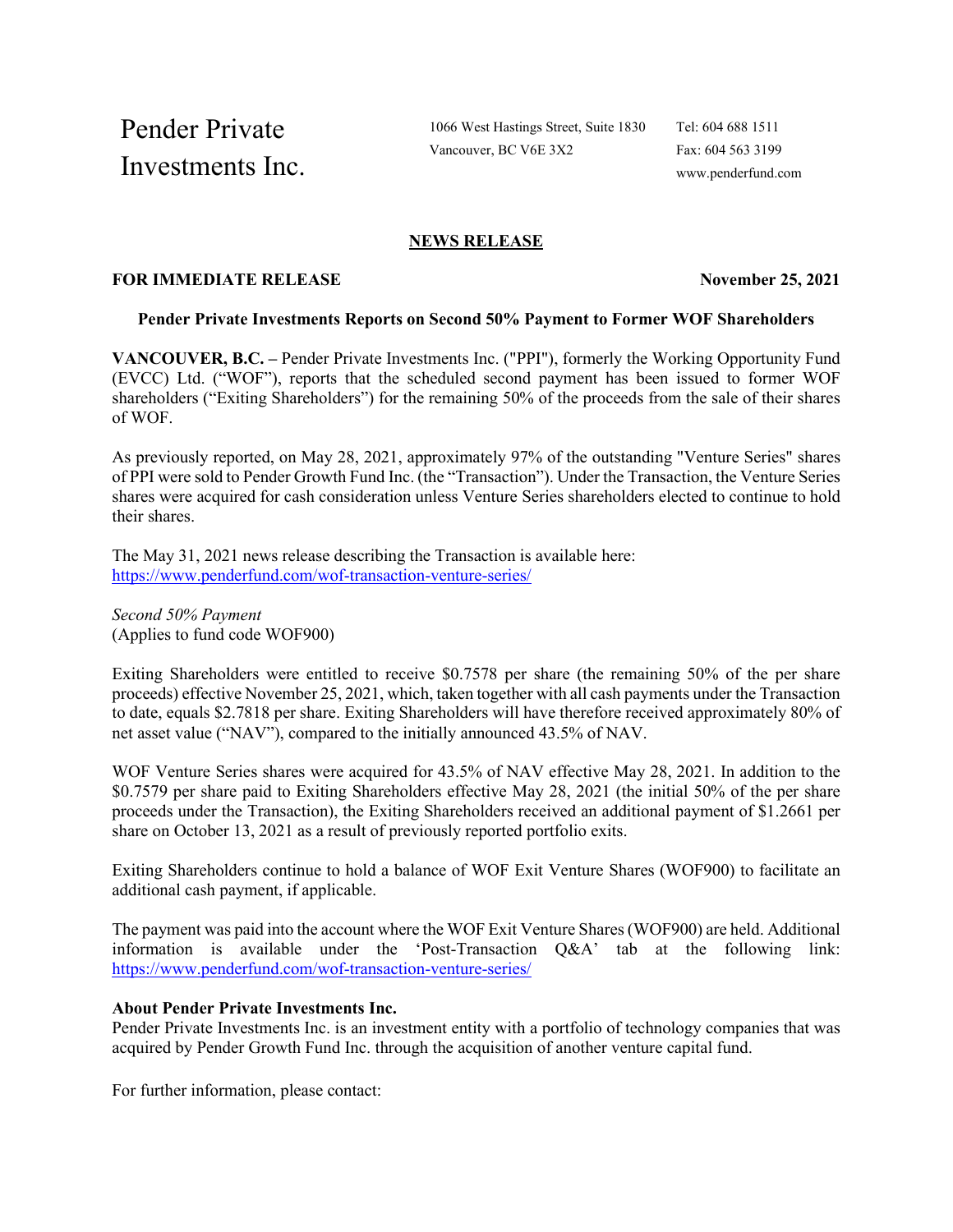Pender Private Investments Inc.

1066 West Hastings Street, Suite 1830
Vancouver, BC V6E 3X2

Tel: 604 688 1511
Fax: 604 563 3199
www.penderfund.com

## NEWS RELEASE

**FOR IMMEDIATE RELEASE** **November 25, 2021**

### Pender Private Investments Reports on Second 50% Payment to Former WOF Shareholders

**VANCOUVER, B.C. –** Pender Private Investments Inc. ("PPI"), formerly the Working Opportunity Fund (EVCC) Ltd. ("WOF"), reports that the scheduled second payment has been issued to former WOF shareholders ("Exiting Shareholders") for the remaining 50% of the proceeds from the sale of their shares of WOF.

As previously reported, on May 28, 2021, approximately 97% of the outstanding "Venture Series" shares of PPI were sold to Pender Growth Fund Inc. (the "Transaction"). Under the Transaction, the Venture Series shares were acquired for cash consideration unless Venture Series shareholders elected to continue to hold their shares.

The May 31, 2021 news release describing the Transaction is available here: https://www.penderfund.com/wof-transaction-venture-series/

*Second 50% Payment*
(Applies to fund code WOF900)

Exiting Shareholders were entitled to receive $0.7578 per share (the remaining 50% of the per share proceeds) effective November 25, 2021, which, taken together with all cash payments under the Transaction to date, equals $2.7818 per share. Exiting Shareholders will have therefore received approximately 80% of net asset value ("NAV"), compared to the initially announced 43.5% of NAV.

WOF Venture Series shares were acquired for 43.5% of NAV effective May 28, 2021. In addition to the $0.7579 per share paid to Exiting Shareholders effective May 28, 2021 (the initial 50% of the per share proceeds under the Transaction), the Exiting Shareholders received an additional payment of $1.2661 per share on October 13, 2021 as a result of previously reported portfolio exits.

Exiting Shareholders continue to hold a balance of WOF Exit Venture Shares (WOF900) to facilitate an additional cash payment, if applicable.

The payment was paid into the account where the WOF Exit Venture Shares (WOF900) are held. Additional information is available under the 'Post-Transaction Q&A' tab at the following link: https://www.penderfund.com/wof-transaction-venture-series/

**About Pender Private Investments Inc.**
Pender Private Investments Inc. is an investment entity with a portfolio of technology companies that was acquired by Pender Growth Fund Inc. through the acquisition of another venture capital fund.

For further information, please contact: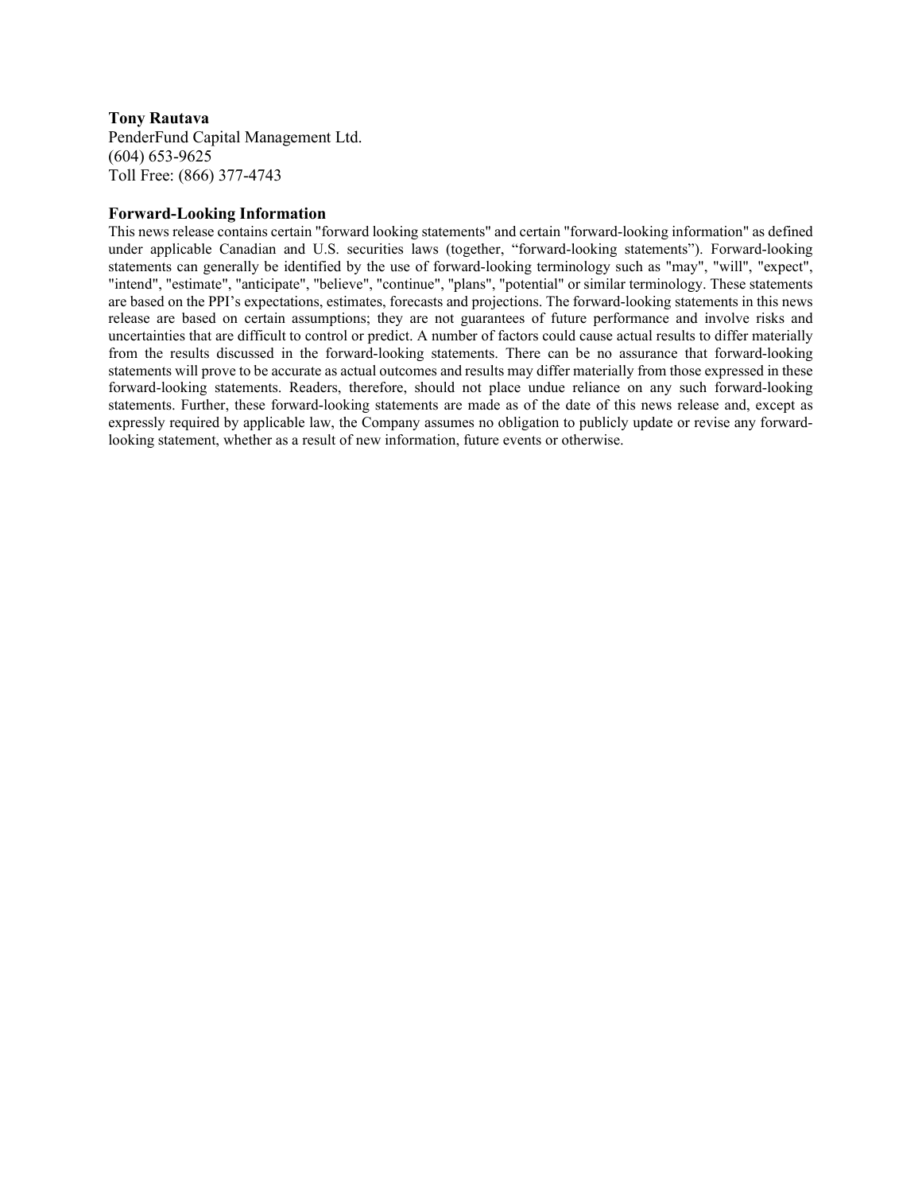**Tony Rautava**
PenderFund Capital Management Ltd.
(604) 653-9625
Toll Free: (866) 377-4743

**Forward-Looking Information**

This news release contains certain "forward looking statements" and certain "forward-looking information" as defined under applicable Canadian and U.S. securities laws (together, "forward-looking statements"). Forward-looking statements can generally be identified by the use of forward-looking terminology such as "may", "will", "expect", "intend", "estimate", "anticipate", "believe", "continue", "plans", "potential" or similar terminology. These statements are based on the PPI's expectations, estimates, forecasts and projections. The forward-looking statements in this news release are based on certain assumptions; they are not guarantees of future performance and involve risks and uncertainties that are difficult to control or predict. A number of factors could cause actual results to differ materially from the results discussed in the forward-looking statements. There can be no assurance that forward-looking statements will prove to be accurate as actual outcomes and results may differ materially from those expressed in these forward-looking statements. Readers, therefore, should not place undue reliance on any such forward-looking statements. Further, these forward-looking statements are made as of the date of this news release and, except as expressly required by applicable law, the Company assumes no obligation to publicly update or revise any forward-looking statement, whether as a result of new information, future events or otherwise.